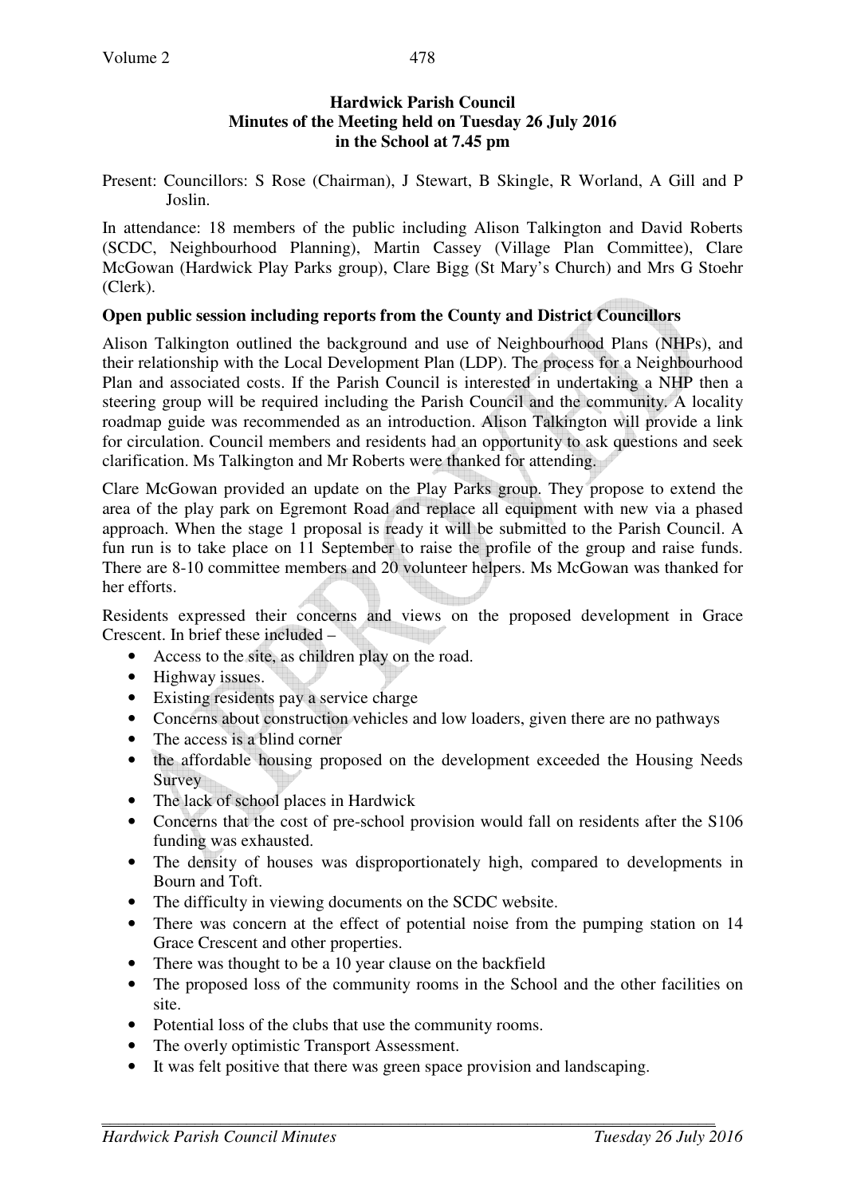**Hardwick Parish Council**
**Minutes of the Meeting held on Tuesday 26 July 2016**
**in the School at 7.45 pm**

Present: Councillors: S Rose (Chairman), J Stewart, B Skingle, R Worland, A Gill and P Joslin.

In attendance: 18 members of the public including Alison Talkington and David Roberts (SCDC, Neighbourhood Planning), Martin Cassey (Village Plan Committee), Clare McGowan (Hardwick Play Parks group), Clare Bigg (St Mary's Church) and Mrs G Stoehr (Clerk).

**Open public session including reports from the County and District Councillors**

Alison Talkington outlined the background and use of Neighbourhood Plans (NHPs), and their relationship with the Local Development Plan (LDP). The process for a Neighbourhood Plan and associated costs. If the Parish Council is interested in undertaking a NHP then a steering group will be required including the Parish Council and the community. A locality roadmap guide was recommended as an introduction. Alison Talkington will provide a link for circulation. Council members and residents had an opportunity to ask questions and seek clarification. Ms Talkington and Mr Roberts were thanked for attending.

Clare McGowan provided an update on the Play Parks group. They propose to extend the area of the play park on Egremont Road and replace all equipment with new via a phased approach. When the stage 1 proposal is ready it will be submitted to the Parish Council. A fun run is to take place on 11 September to raise the profile of the group and raise funds. There are 8-10 committee members and 20 volunteer helpers. Ms McGowan was thanked for her efforts.

Residents expressed their concerns and views on the proposed development in Grace Crescent. In brief these included –

- Access to the site, as children play on the road.
- Highway issues.
- Existing residents pay a service charge
- Concerns about construction vehicles and low loaders, given there are no pathways
- The access is a blind corner
- the affordable housing proposed on the development exceeded the Housing Needs Survey
- The lack of school places in Hardwick
- Concerns that the cost of pre-school provision would fall on residents after the S106 funding was exhausted.
- The density of houses was disproportionately high, compared to developments in Bourn and Toft.
- The difficulty in viewing documents on the SCDC website.
- There was concern at the effect of potential noise from the pumping station on 14 Grace Crescent and other properties.
- There was thought to be a 10 year clause on the backfield
- The proposed loss of the community rooms in the School and the other facilities on site.
- Potential loss of the clubs that use the community rooms.
- The overly optimistic Transport Assessment.
- It was felt positive that there was green space provision and landscaping.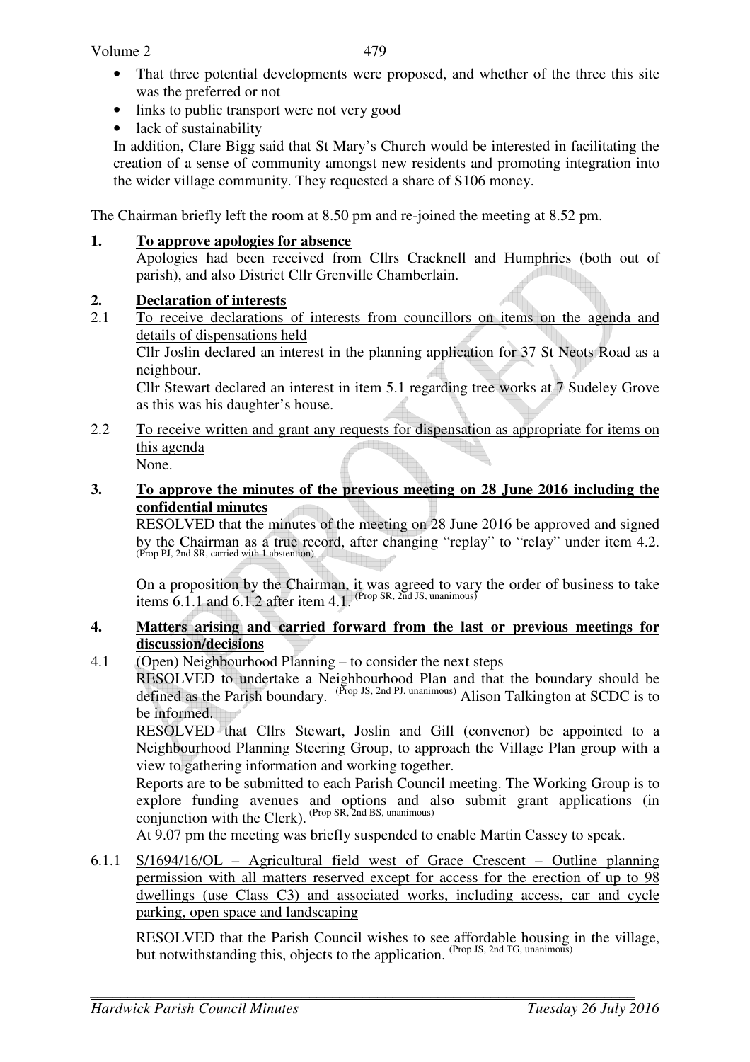- That three potential developments were proposed, and whether of the three this site was the preferred or not
- links to public transport were not very good
- lack of sustainability

In addition, Clare Bigg said that St Mary's Church would be interested in facilitating the creation of a sense of community amongst new residents and promoting integration into the wider village community. They requested a share of S106 money.

The Chairman briefly left the room at 8.50 pm and re-joined the meeting at 8.52 pm.

**1. To approve apologies for absence**

Apologies had been received from Cllrs Cracknell and Humphries (both out of parish), and also District Cllr Grenville Chamberlain.

**2. Declaration of interests**

2.1 To receive declarations of interests from councillors on items on the agenda and details of dispensations held

Cllr Joslin declared an interest in the planning application for 37 St Neots Road as a neighbour.

Cllr Stewart declared an interest in item 5.1 regarding tree works at 7 Sudeley Grove as this was his daughter's house.

2.2 To receive written and grant any requests for dispensation as appropriate for items on this agenda

None.

**3. To approve the minutes of the previous meeting on 28 June 2016 including the confidential minutes**

RESOLVED that the minutes of the meeting on 28 June 2016 be approved and signed by the Chairman as a true record, after changing "replay" to "relay" under item 4.2. (Prop PJ, 2nd SR, carried with 1 abstention)

On a proposition by the Chairman, it was agreed to vary the order of business to take items 6.1.1 and 6.1.2 after item 4.1. (Prop SR, 2nd JS, unanimous)

**4. Matters arising and carried forward from the last or previous meetings for discussion/decisions**

4.1 (Open) Neighbourhood Planning – to consider the next steps

RESOLVED to undertake a Neighbourhood Plan and that the boundary should be defined as the Parish boundary. (Prop JS, 2nd PJ, unanimous) Alison Talkington at SCDC is to be informed.

RESOLVED that Cllrs Stewart, Joslin and Gill (convenor) be appointed to a Neighbourhood Planning Steering Group, to approach the Village Plan group with a view to gathering information and working together.

Reports are to be submitted to each Parish Council meeting. The Working Group is to explore funding avenues and options and also submit grant applications (in conjunction with the Clerk). (Prop SR, 2nd BS, unanimous)

At 9.07 pm the meeting was briefly suspended to enable Martin Cassey to speak.

6.1.1 S/1694/16/OL – Agricultural field west of Grace Crescent – Outline planning permission with all matters reserved except for access for the erection of up to 98 dwellings (use Class C3) and associated works, including access, car and cycle parking, open space and landscaping

RESOLVED that the Parish Council wishes to see affordable housing in the village, but notwithstanding this, objects to the application. (Prop JS, 2nd TG, unanimous)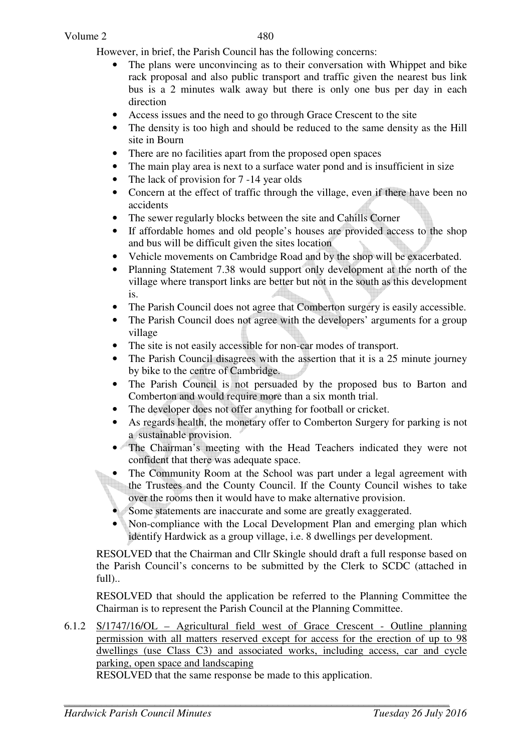However, in brief, the Parish Council has the following concerns:

- The plans were unconvincing as to their conversation with Whippet and bike rack proposal and also public transport and traffic given the nearest bus link bus is a 2 minutes walk away but there is only one bus per day in each direction
- Access issues and the need to go through Grace Crescent to the site
- The density is too high and should be reduced to the same density as the Hill site in Bourn
- There are no facilities apart from the proposed open spaces
- The main play area is next to a surface water pond and is insufficient in size
- The lack of provision for 7 -14 year olds
- Concern at the effect of traffic through the village, even if there have been no accidents
- The sewer regularly blocks between the site and Cahills Corner
- If affordable homes and old people's houses are provided access to the shop and bus will be difficult given the sites location
- Vehicle movements on Cambridge Road and by the shop will be exacerbated.
- Planning Statement 7.38 would support only development at the north of the village where transport links are better but not in the south as this development is.
- The Parish Council does not agree that Comberton surgery is easily accessible.
- The Parish Council does not agree with the developers' arguments for a group village
- The site is not easily accessible for non-car modes of transport.
- The Parish Council disagrees with the assertion that it is a 25 minute journey by bike to the centre of Cambridge.
- The Parish Council is not persuaded by the proposed bus to Barton and Comberton and would require more than a six month trial.
- The developer does not offer anything for football or cricket.
- As regards health, the monetary offer to Comberton Surgery for parking is not a sustainable provision.
- The Chairman's meeting with the Head Teachers indicated they were not confident that there was adequate space.
- The Community Room at the School was part under a legal agreement with the Trustees and the County Council. If the County Council wishes to take over the rooms then it would have to make alternative provision.
- Some statements are inaccurate and some are greatly exaggerated.
- Non-compliance with the Local Development Plan and emerging plan which identify Hardwick as a group village, i.e. 8 dwellings per development.

RESOLVED that the Chairman and Cllr Skingle should draft a full response based on the Parish Council's concerns to be submitted by the Clerk to SCDC (attached in full)..

RESOLVED that should the application be referred to the Planning Committee the Chairman is to represent the Parish Council at the Planning Committee.

6.1.2 <u>S/1747/16/OL – Agricultural field west of Grace Crescent - Outline planning permission with all matters reserved except for access for the erection of up to 98 dwellings (use Class C3) and associated works, including access, car and cycle parking, open space and landscaping</u>

RESOLVED that the same response be made to this application.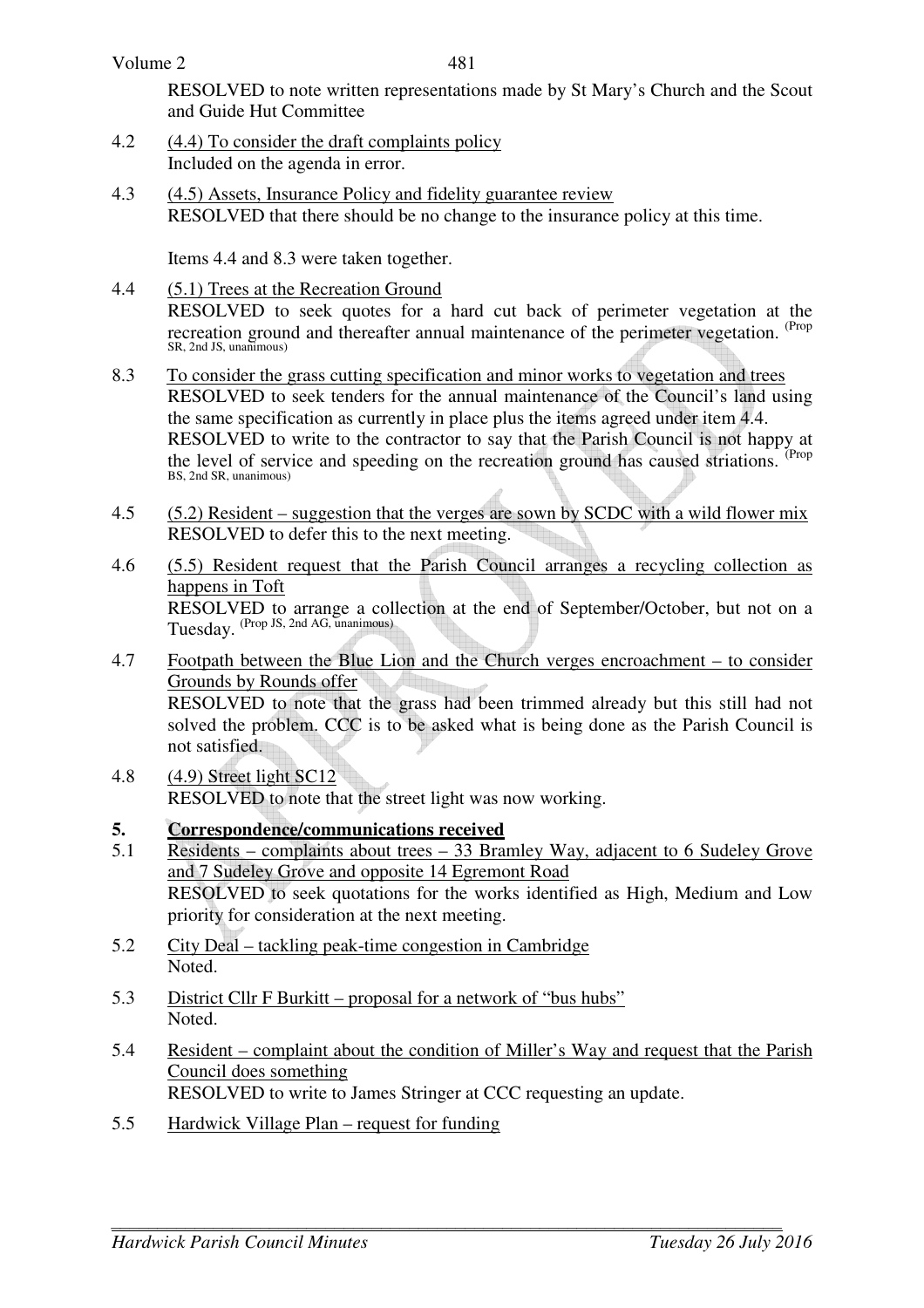RESOLVED to note written representations made by St Mary's Church and the Scout and Guide Hut Committee

4.2 (4.4) To consider the draft complaints policy
Included on the agenda in error.

4.3 (4.5) Assets, Insurance Policy and fidelity guarantee review
RESOLVED that there should be no change to the insurance policy at this time.

Items 4.4 and 8.3 were taken together.

4.4 (5.1) Trees at the Recreation Ground
RESOLVED to seek quotes for a hard cut back of perimeter vegetation at the recreation ground and thereafter annual maintenance of the perimeter vegetation. (Prop SR, 2nd JS, unanimous)

8.3 To consider the grass cutting specification and minor works to vegetation and trees
RESOLVED to seek tenders for the annual maintenance of the Council's land using the same specification as currently in place plus the items agreed under item 4.4.
RESOLVED to write to the contractor to say that the Parish Council is not happy at the level of service and speeding on the recreation ground has caused striations. (Prop BS, 2nd SR, unanimous)

4.5 (5.2) Resident – suggestion that the verges are sown by SCDC with a wild flower mix
RESOLVED to defer this to the next meeting.

4.6 (5.5) Resident request that the Parish Council arranges a recycling collection as happens in Toft
RESOLVED to arrange a collection at the end of September/October, but not on a Tuesday. (Prop JS, 2nd AG, unanimous)

4.7 Footpath between the Blue Lion and the Church verges encroachment – to consider Grounds by Rounds offer
RESOLVED to note that the grass had been trimmed already but this still had not solved the problem. CCC is to be asked what is being done as the Parish Council is not satisfied.

4.8 (4.9) Street light SC12
RESOLVED to note that the street light was now working.

## 5. Correspondence/communications received

5.1 Residents – complaints about trees – 33 Bramley Way, adjacent to 6 Sudeley Grove and 7 Sudeley Grove and opposite 14 Egremont Road
RESOLVED to seek quotations for the works identified as High, Medium and Low priority for consideration at the next meeting.

5.2 City Deal – tackling peak-time congestion in Cambridge
Noted.

5.3 District Cllr F Burkitt – proposal for a network of "bus hubs"
Noted.

5.4 Resident – complaint about the condition of Miller's Way and request that the Parish Council does something
RESOLVED to write to James Stringer at CCC requesting an update.

5.5 Hardwick Village Plan – request for funding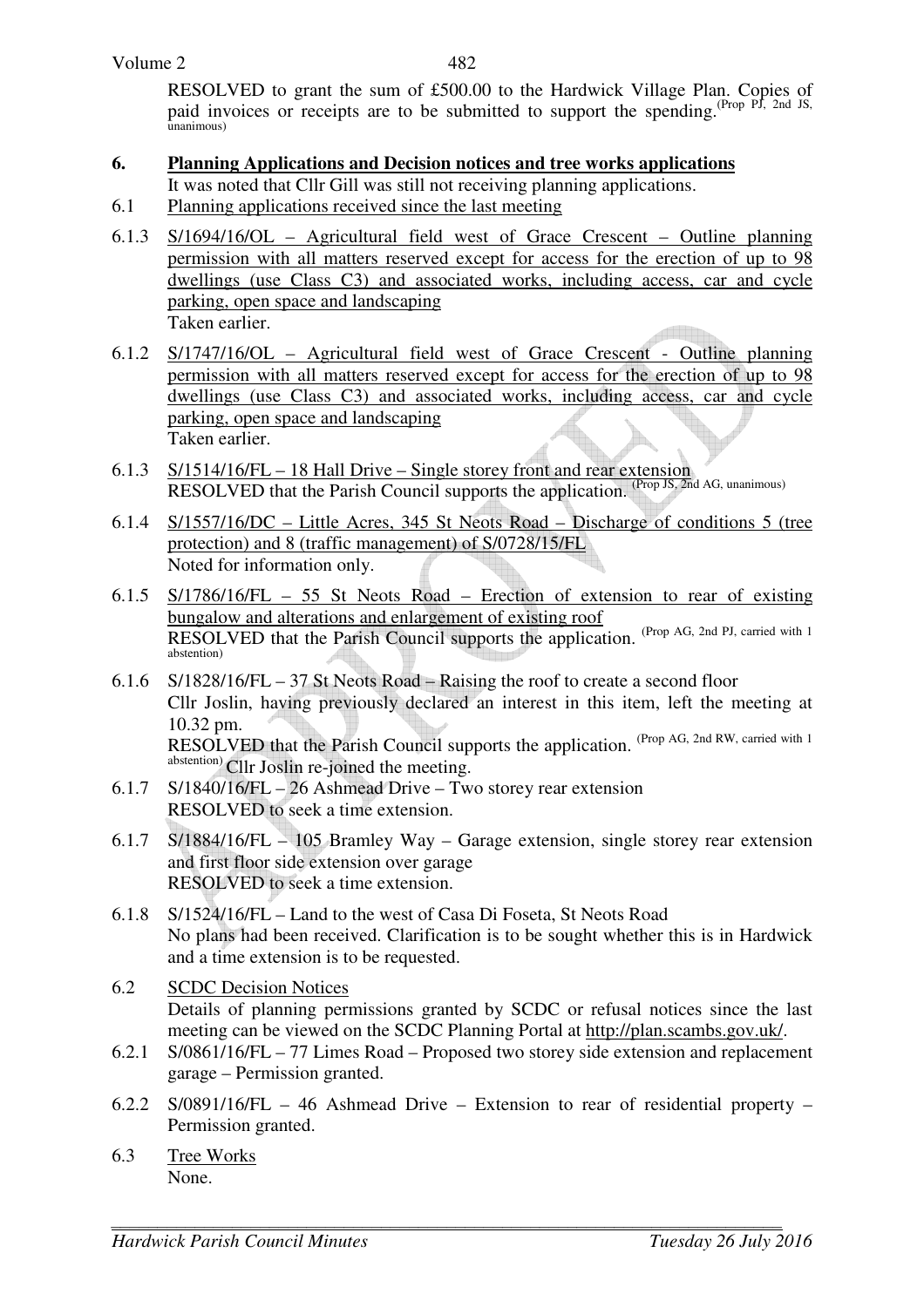RESOLVED to grant the sum of £500.00 to the Hardwick Village Plan. Copies of paid invoices or receipts are to be submitted to support the spending. (Prop PJ, 2nd JS, unanimous)

**6. Planning Applications and Decision notices and tree works applications**

It was noted that Cllr Gill was still not receiving planning applications.

6.1 Planning applications received since the last meeting

6.1.3 S/1694/16/OL – Agricultural field west of Grace Crescent – Outline planning permission with all matters reserved except for access for the erection of up to 98 dwellings (use Class C3) and associated works, including access, car and cycle parking, open space and landscaping
Taken earlier.

6.1.2 S/1747/16/OL – Agricultural field west of Grace Crescent - Outline planning permission with all matters reserved except for access for the erection of up to 98 dwellings (use Class C3) and associated works, including access, car and cycle parking, open space and landscaping
Taken earlier.

6.1.3 S/1514/16/FL – 18 Hall Drive – Single storey front and rear extension
RESOLVED that the Parish Council supports the application. (Prop JS, 2nd AG, unanimous)

6.1.4 S/1557/16/DC – Little Acres, 345 St Neots Road – Discharge of conditions 5 (tree protection) and 8 (traffic management) of S/0728/15/FL
Noted for information only.

6.1.5 S/1786/16/FL – 55 St Neots Road – Erection of extension to rear of existing bungalow and alterations and enlargement of existing roof
RESOLVED that the Parish Council supports the application. (Prop AG, 2nd PJ, carried with 1 abstention)

6.1.6 S/1828/16/FL – 37 St Neots Road – Raising the roof to create a second floor
Cllr Joslin, having previously declared an interest in this item, left the meeting at 10.32 pm.
RESOLVED that the Parish Council supports the application. (Prop AG, 2nd RW, carried with 1 abstention) Cllr Joslin re-joined the meeting.

6.1.7 S/1840/16/FL – 26 Ashmead Drive – Two storey rear extension
RESOLVED to seek a time extension.

6.1.7 S/1884/16/FL – 105 Bramley Way – Garage extension, single storey rear extension and first floor side extension over garage
RESOLVED to seek a time extension.

6.1.8 S/1524/16/FL – Land to the west of Casa Di Foseta, St Neots Road
No plans had been received. Clarification is to be sought whether this is in Hardwick and a time extension is to be requested.

6.2 SCDC Decision Notices
Details of planning permissions granted by SCDC or refusal notices since the last meeting can be viewed on the SCDC Planning Portal at http://plan.scambs.gov.uk/.

6.2.1 S/0861/16/FL – 77 Limes Road – Proposed two storey side extension and replacement garage – Permission granted.

6.2.2 S/0891/16/FL – 46 Ashmead Drive – Extension to rear of residential property – Permission granted.

6.3 Tree Works
None.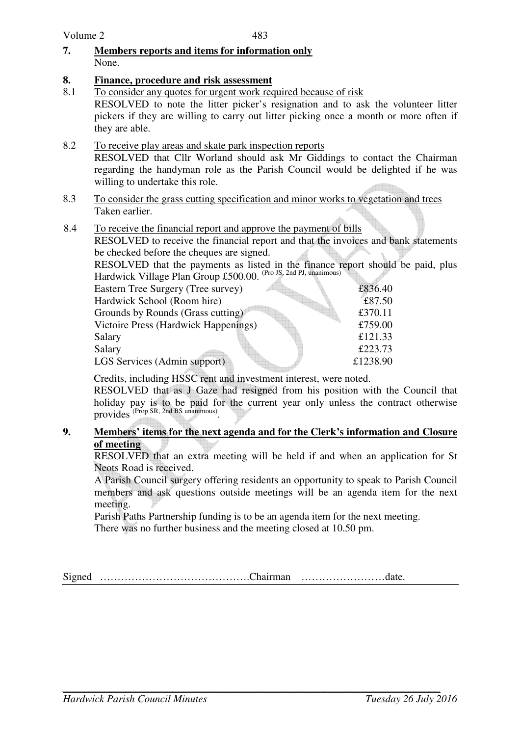**7. Members reports and items for information only**

None.

**8. Finance, procedure and risk assessment**

8.1 To consider any quotes for urgent work required because of risk

RESOLVED to note the litter picker's resignation and to ask the volunteer litter pickers if they are willing to carry out litter picking once a month or more often if they are able.

8.2 To receive play areas and skate park inspection reports

RESOLVED that Cllr Worland should ask Mr Giddings to contact the Chairman regarding the handyman role as the Parish Council would be delighted if he was willing to undertake this role.

8.3 To consider the grass cutting specification and minor works to vegetation and trees

Taken earlier.

8.4 To receive the financial report and approve the payment of bills

RESOLVED to receive the financial report and that the invoices and bank statements be checked before the cheques are signed.

RESOLVED that the payments as listed in the finance report should be paid, plus Hardwick Village Plan Group £500.00. (Pro JS, 2nd PJ, unanimous)

| | |
|---|---|
| Eastern Tree Surgery (Tree survey) | £836.40 |
| Hardwick School (Room hire) | £87.50 |
| Grounds by Rounds (Grass cutting) | £370.11 |
| Victoire Press (Hardwick Happenings) | £759.00 |
| Salary | £121.33 |
| Salary | £223.73 |
| LGS Services (Admin support) | £1238.90 |

Credits, including HSSC rent and investment interest, were noted.

RESOLVED that as J Gaze had resigned from his position with the Council that holiday pay is to be paid for the current year only unless the contract otherwise provides (Prop SR, 2nd BS unanimous).

**9. Members' items for the next agenda and for the Clerk's information and Closure of meeting**

RESOLVED that an extra meeting will be held if and when an application for St Neots Road is received.

A Parish Council surgery offering residents an opportunity to speak to Parish Council members and ask questions outside meetings will be an agenda item for the next meeting.

Parish Paths Partnership funding is to be an agenda item for the next meeting.

There was no further business and the meeting closed at 10.50 pm.

Signed …………………………………….Chairman ……………………date.